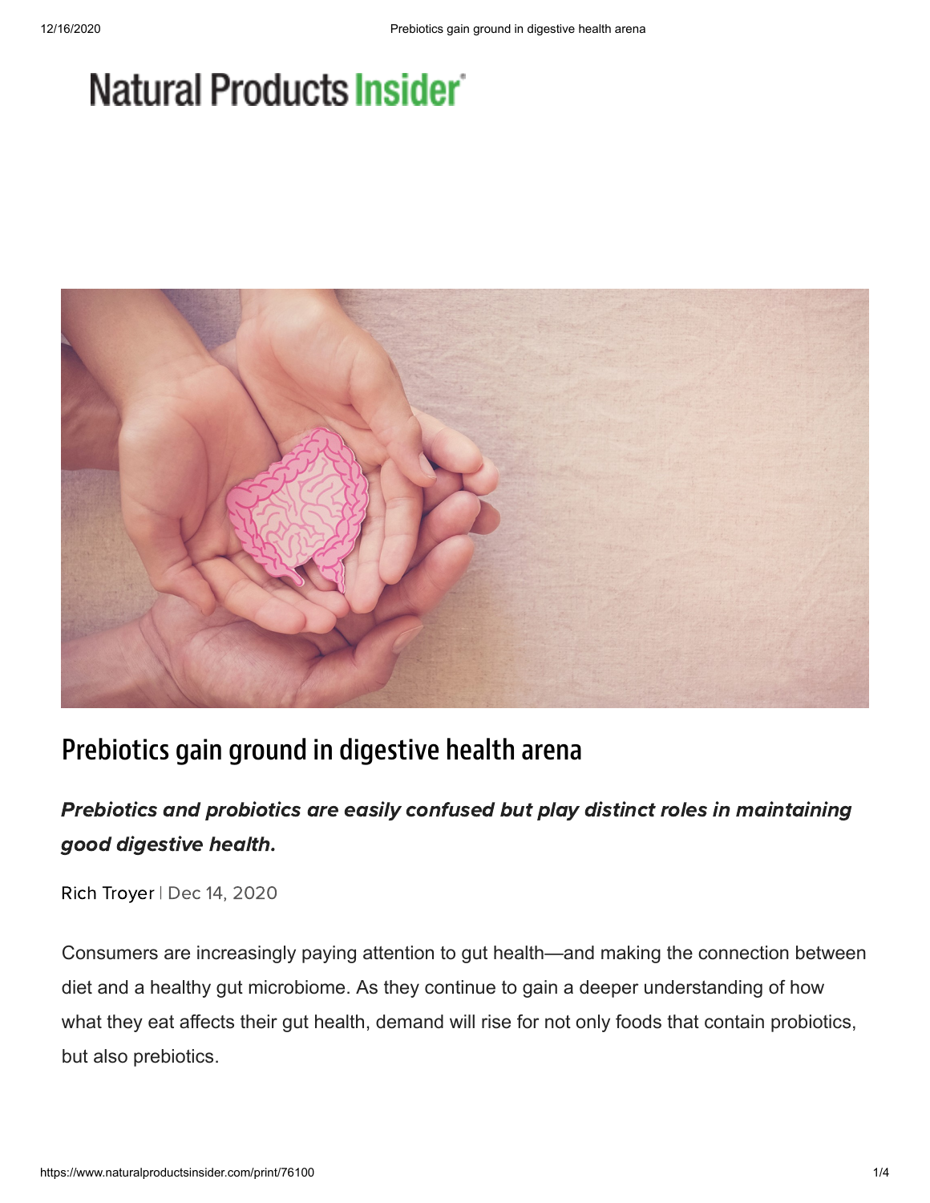Natural Products Insider

# Prebiotics gain ground in digestive health arena

***Prebiotics and probiotics are easily confused but play distinct roles in maintaining good digestive health.***

Rich Troyer | Dec 14, 2020

Consumers are increasingly paying attention to gut health—and making the connection between diet and a healthy gut microbiome. As they continue to gain a deeper understanding of how what they eat affects their gut health, demand will rise for not only foods that contain probiotics, but also prebiotics.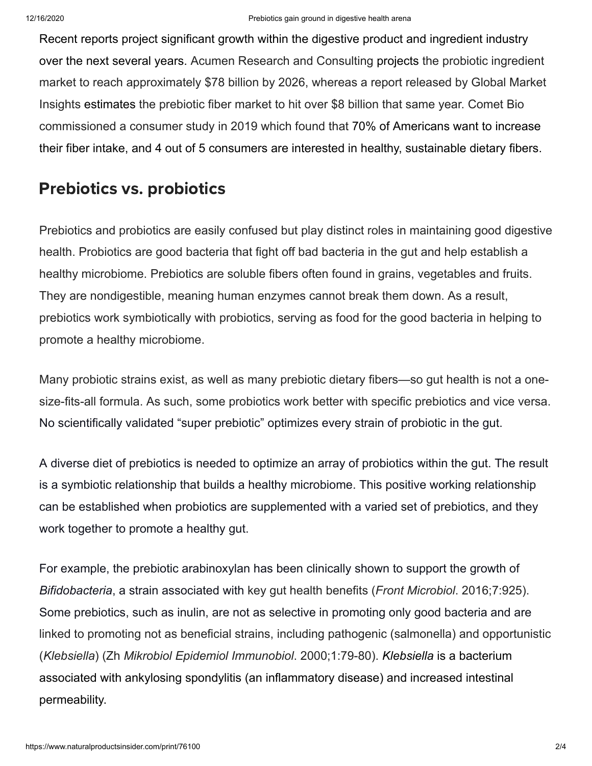Recent reports project significant growth within the digestive product and ingredient industry over the next several years. Acumen Research and Consulting projects the probiotic ingredient market to reach approximately $78 billion by 2026, whereas a report released by Global Market Insights estimates the prebiotic fiber market to hit over $8 billion that same year. Comet Bio commissioned a consumer study in 2019 which found that 70% of Americans want to increase their fiber intake, and 4 out of 5 consumers are interested in healthy, sustainable dietary fibers.

## Prebiotics vs. probiotics

Prebiotics and probiotics are easily confused but play distinct roles in maintaining good digestive health. Probiotics are good bacteria that fight off bad bacteria in the gut and help establish a healthy microbiome. Prebiotics are soluble fibers often found in grains, vegetables and fruits. They are nondigestible, meaning human enzymes cannot break them down. As a result, prebiotics work symbiotically with probiotics, serving as food for the good bacteria in helping to promote a healthy microbiome.

Many probiotic strains exist, as well as many prebiotic dietary fibers—so gut health is not a one-size-fits-all formula. As such, some probiotics work better with specific prebiotics and vice versa. No scientifically validated "super prebiotic" optimizes every strain of probiotic in the gut.

A diverse diet of prebiotics is needed to optimize an array of probiotics within the gut. The result is a symbiotic relationship that builds a healthy microbiome. This positive working relationship can be established when probiotics are supplemented with a varied set of prebiotics, and they work together to promote a healthy gut.

For example, the prebiotic arabinoxylan has been clinically shown to support the growth of *Bifidobacteria*, a strain associated with key gut health benefits (*Front Microbiol*. 2016;7:925). Some prebiotics, such as inulin, are not as selective in promoting only good bacteria and are linked to promoting not as beneficial strains, including pathogenic (salmonella) and opportunistic (*Klebsiella*) (Zh *Mikrobiol Epidemiol Immunobiol*. 2000;1:79-80). *Klebsiella* is a bacterium associated with ankylosing spondylitis (an inflammatory disease) and increased intestinal permeability.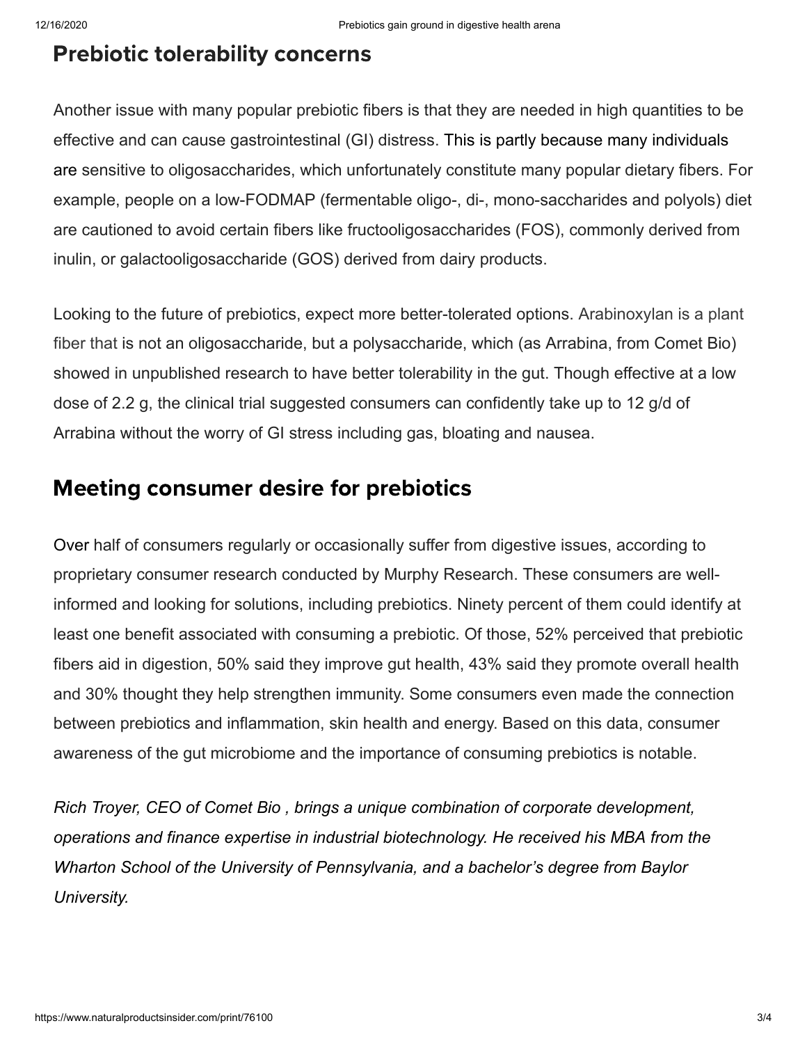## Prebiotic tolerability concerns

Another issue with many popular prebiotic fibers is that they are needed in high quantities to be effective and can cause gastrointestinal (GI) distress. This is partly because many individuals are sensitive to oligosaccharides, which unfortunately constitute many popular dietary fibers. For example, people on a low-FODMAP (fermentable oligo-, di-, mono-saccharides and polyols) diet are cautioned to avoid certain fibers like fructooligosaccharides (FOS), commonly derived from inulin, or galactooligosaccharide (GOS) derived from dairy products.

Looking to the future of prebiotics, expect more better-tolerated options. Arabinoxylan is a plant fiber that is not an oligosaccharide, but a polysaccharide, which (as Arrabina, from Comet Bio) showed in unpublished research to have better tolerability in the gut. Though effective at a low dose of 2.2 g, the clinical trial suggested consumers can confidently take up to 12 g/d of Arrabina without the worry of GI stress including gas, bloating and nausea.

## Meeting consumer desire for prebiotics

Over half of consumers regularly or occasionally suffer from digestive issues, according to proprietary consumer research conducted by Murphy Research. These consumers are well-informed and looking for solutions, including prebiotics. Ninety percent of them could identify at least one benefit associated with consuming a prebiotic. Of those, 52% perceived that prebiotic fibers aid in digestion, 50% said they improve gut health, 43% said they promote overall health and 30% thought they help strengthen immunity. Some consumers even made the connection between prebiotics and inflammation, skin health and energy. Based on this data, consumer awareness of the gut microbiome and the importance of consuming prebiotics is notable.

*Rich Troyer, CEO of Comet Bio , brings a unique combination of corporate development, operations and finance expertise in industrial biotechnology. He received his MBA from the Wharton School of the University of Pennsylvania, and a bachelor's degree from Baylor University.*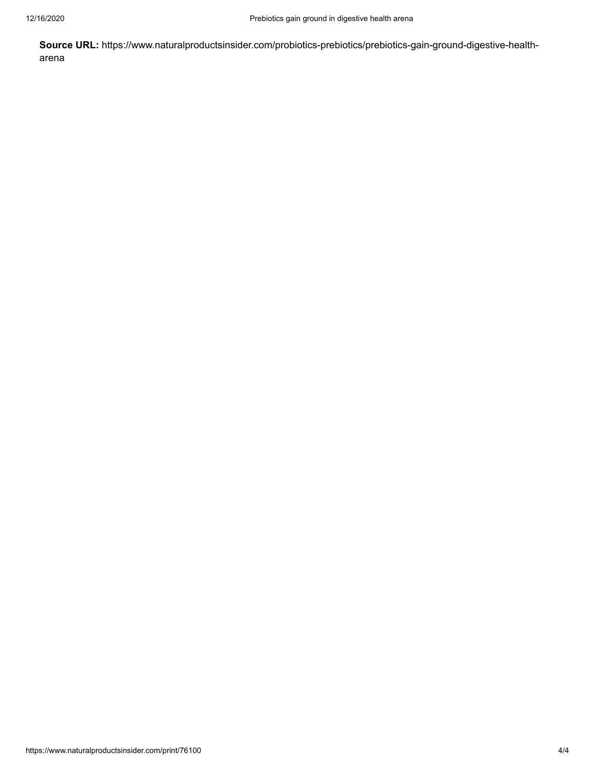**Source URL:** https://www.naturalproductsinsider.com/probiotics-prebiotics/prebiotics-gain-ground-digestive-health-arena